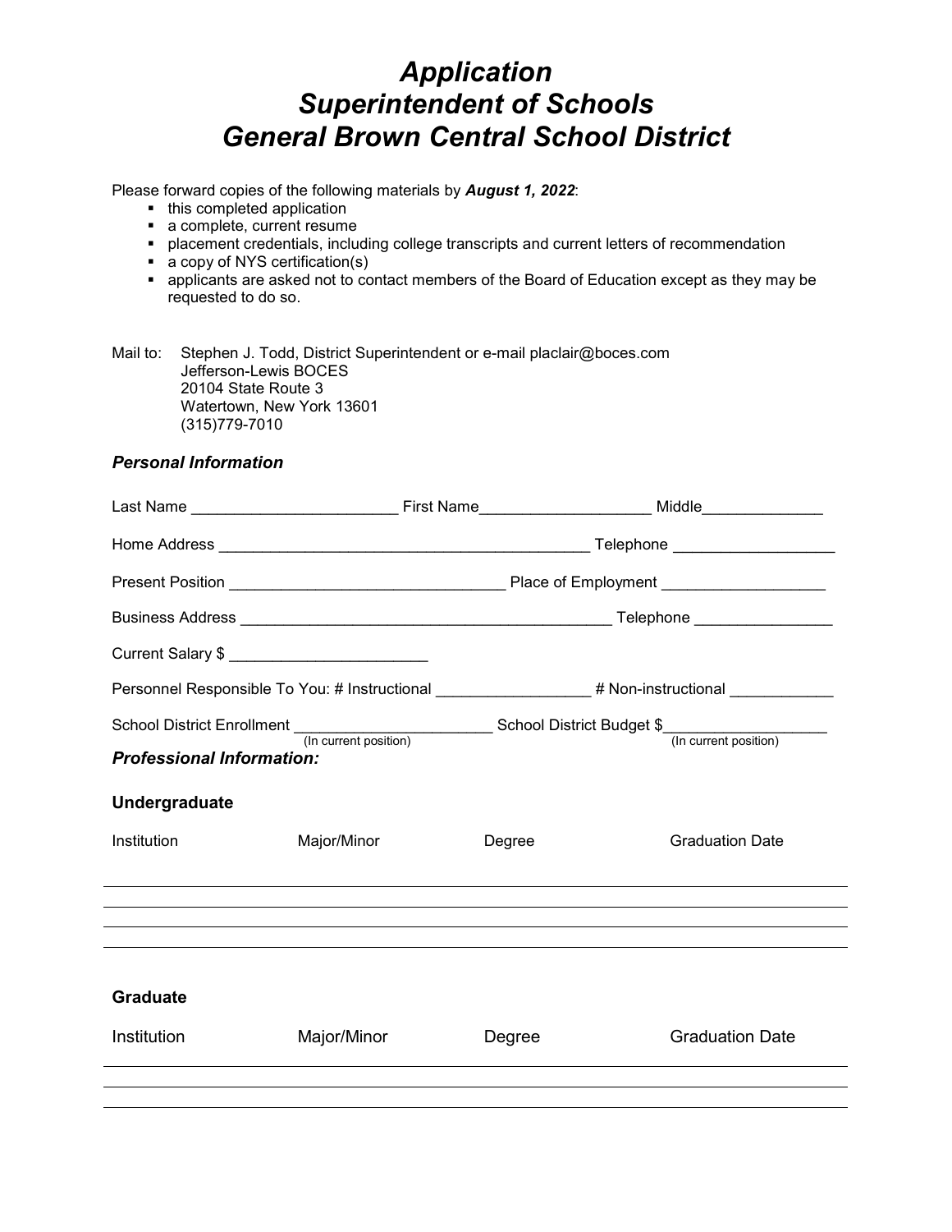# *Application*
# *Superintendent of Schools*
# *General Brown Central School District*

Please forward copies of the following materials by ***August 1, 2022***:

- this completed application
- a complete, current resume
- placement credentials, including college transcripts and current letters of recommendation
- a copy of NYS certification(s)
- applicants are asked not to contact members of the Board of Education except as they may be requested to do so.

Mail to: Stephen J. Todd, District Superintendent or e-mail placlair@boces.com
Jefferson-Lewis BOCES
20104 State Route 3
Watertown, New York 13601
(315)779-7010

### *Personal Information*

Last Name ________________________ First Name____________________ Middle______________

Home Address ____________________________________________ Telephone __________________

Present Position ________________________________ Place of Employment ___________________

Business Address ____________________________________________ Telephone ________________

Current Salary $ _______________________

Personnel Responsible To You: # Instructional __________________ # Non-instructional ____________

School District Enrollment _______________________ School District Budget $___________________
(In current position) (In current position)

### *Professional Information:*

#### Undergraduate

| Institution | Major/Minor | Degree | Graduation Date |
| --- | --- | --- | --- |
| | | | |
| | | | |
| | | | |

#### Graduate

| Institution | Major/Minor | Degree | Graduation Date |
| --- | --- | --- | --- |
| | | | |
| | | | |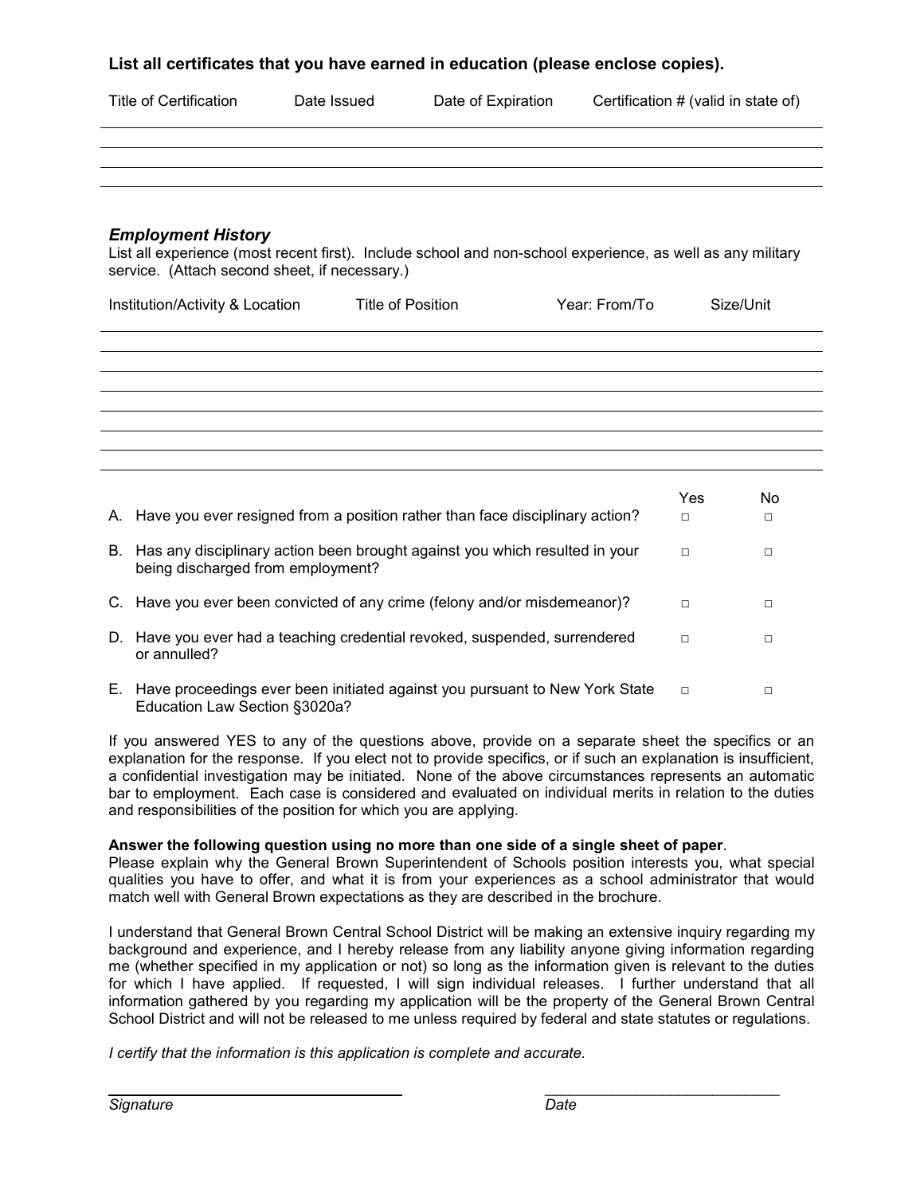**List all certificates that you have earned in education (please enclose copies).**

| Title of Certification | Date Issued | Date of Expiration | Certification # (valid in state of) |
| --- | --- | --- | --- |
| | | | |
| | | | |
| | | | |

### *Employment History*

List all experience (most recent first). Include school and non-school experience, as well as any military service. (Attach second sheet, if necessary.)

| Institution/Activity & Location | Title of Position | Year: From/To | Size/Unit |
| --- | --- | --- | --- |
| | | | |
| | | | |
| | | | |
| | | | |
| | | | |
| | | | |
| | | | |

| | Yes | No |
| --- | --- | --- |
| A. Have you ever resigned from a position rather than face disciplinary action? | □ | □ |
| B. Has any disciplinary action been brought against you which resulted in your being discharged from employment? | □ | □ |
| C. Have you ever been convicted of any crime (felony and/or misdemeanor)? | □ | □ |
| D. Have you ever had a teaching credential revoked, suspended, surrendered or annulled? | □ | □ |
| E. Have proceedings ever been initiated against you pursuant to New York State Education Law Section §3020a? | □ | □ |

If you answered YES to any of the questions above, provide on a separate sheet the specifics or an explanation for the response. If you elect not to provide specifics, or if such an explanation is insufficient, a confidential investigation may be initiated. None of the above circumstances represents an automatic bar to employment. Each case is considered and evaluated on individual merits in relation to the duties and responsibilities of the position for which you are applying.

**Answer the following question using no more than one side of a single sheet of paper**.
Please explain why the General Brown Superintendent of Schools position interests you, what special qualities you have to offer, and what it is from your experiences as a school administrator that would match well with General Brown expectations as they are described in the brochure.

I understand that General Brown Central School District will be making an extensive inquiry regarding my background and experience, and I hereby release from any liability anyone giving information regarding me (whether specified in my application or not) so long as the information given is relevant to the duties for which I have applied. If requested, I will sign individual releases. I further understand that all information gathered by you regarding my application will be the property of the General Brown Central School District and will not be released to me unless required by federal and state statutes or regulations.

*I certify that the information is this application is complete and accurate.*

\_\_\_\_\_\_\_\_\_\_\_\_\_\_\_\_\_\_\_\_\_\_\_\_\_\_\_\_\_\_\_\_\_\_\_\_ \_\_\_\_\_\_\_\_\_\_\_\_\_\_\_\_\_\_\_\_\_\_\_\_\_\_\_\_\_\_

*Signature* *Date*